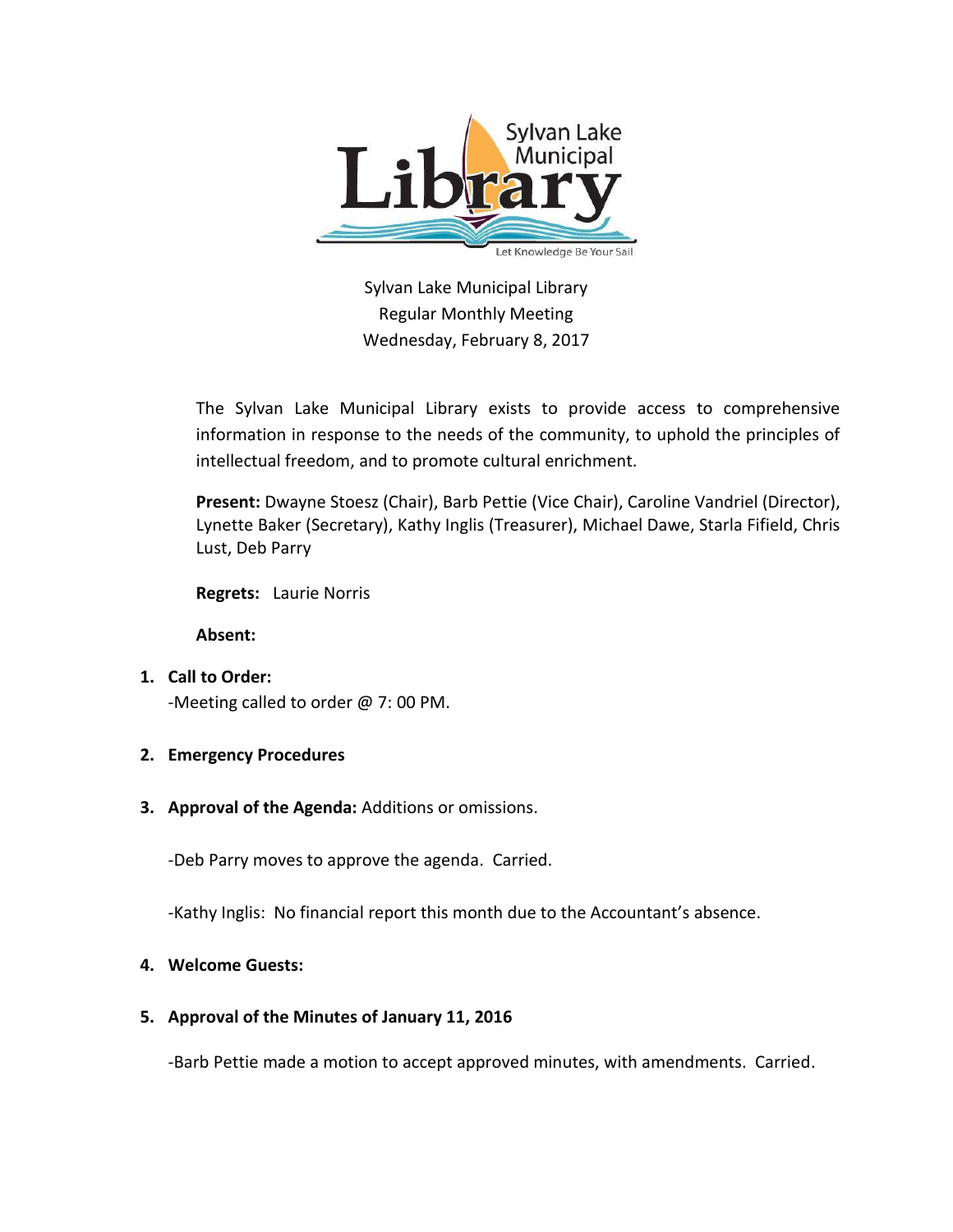Sylvan Lake Municipal Library
Regular Monthly Meeting
Wednesday, February 8, 2017

The Sylvan Lake Municipal Library exists to provide access to comprehensive information in response to the needs of the community, to uphold the principles of intellectual freedom, and to promote cultural enrichment.

**Present:** Dwayne Stoesz (Chair), Barb Pettie (Vice Chair), Caroline Vandriel (Director), Lynette Baker (Secretary), Kathy Inglis (Treasurer), Michael Dawe, Starla Fifield, Chris Lust, Deb Parry

**Regrets:** Laurie Norris

**Absent:**

1. **Call to Order:**
   -Meeting called to order @ 7: 00 PM.

2. **Emergency Procedures**

3. **Approval of the Agenda:** Additions or omissions.

   -Deb Parry moves to approve the agenda. Carried.

   -Kathy Inglis: No financial report this month due to the Accountant's absence.

4. **Welcome Guests:**

5. **Approval of the Minutes of January 11, 2016**

   -Barb Pettie made a motion to accept approved minutes, with amendments. Carried.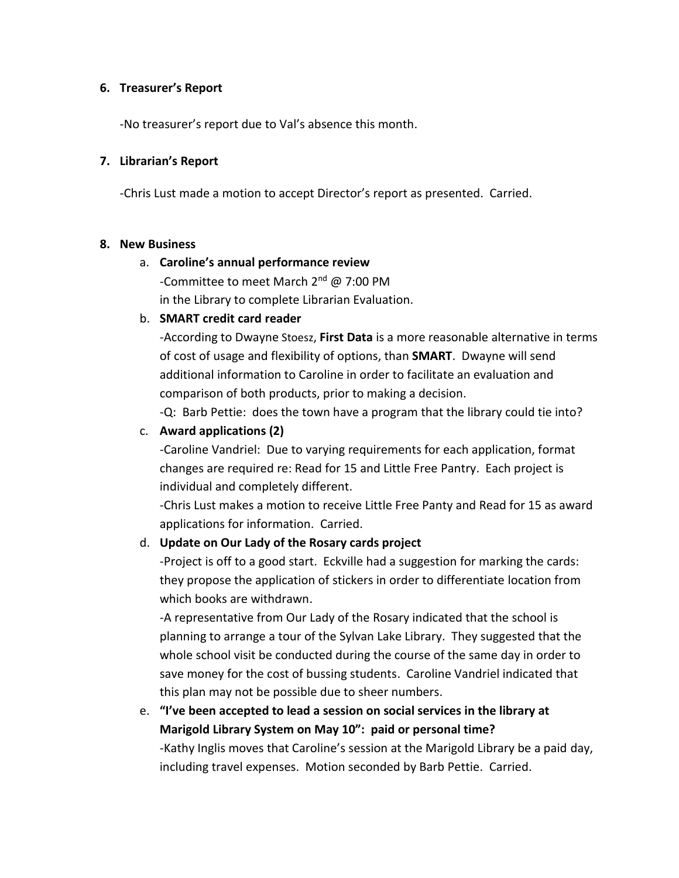6. **Treasurer's Report**

   -No treasurer's report due to Val's absence this month.

7. **Librarian's Report**

   -Chris Lust made a motion to accept Director's report as presented. Carried.

8. **New Business**

   a. **Caroline's annual performance review**
      -Committee to meet March 2nd @ 7:00 PM
      in the Library to complete Librarian Evaluation.

   b. **SMART credit card reader**
      -According to Dwayne Stoesz, **First Data** is a more reasonable alternative in terms of cost of usage and flexibility of options, than **SMART**. Dwayne will send additional information to Caroline in order to facilitate an evaluation and comparison of both products, prior to making a decision.
      -Q: Barb Pettie: does the town have a program that the library could tie into?

   c. **Award applications (2)**
      -Caroline Vandriel: Due to varying requirements for each application, format changes are required re: Read for 15 and Little Free Pantry. Each project is individual and completely different.
      -Chris Lust makes a motion to receive Little Free Panty and Read for 15 as award applications for information. Carried.

   d. **Update on Our Lady of the Rosary cards project**
      -Project is off to a good start. Eckville had a suggestion for marking the cards: they propose the application of stickers in order to differentiate location from which books are withdrawn.
      -A representative from Our Lady of the Rosary indicated that the school is planning to arrange a tour of the Sylvan Lake Library. They suggested that the whole school visit be conducted during the course of the same day in order to save money for the cost of bussing students. Caroline Vandriel indicated that this plan may not be possible due to sheer numbers.

   e. **"I've been accepted to lead a session on social services in the library at Marigold Library System on May 10": paid or personal time?**
      -Kathy Inglis moves that Caroline's session at the Marigold Library be a paid day, including travel expenses. Motion seconded by Barb Pettie. Carried.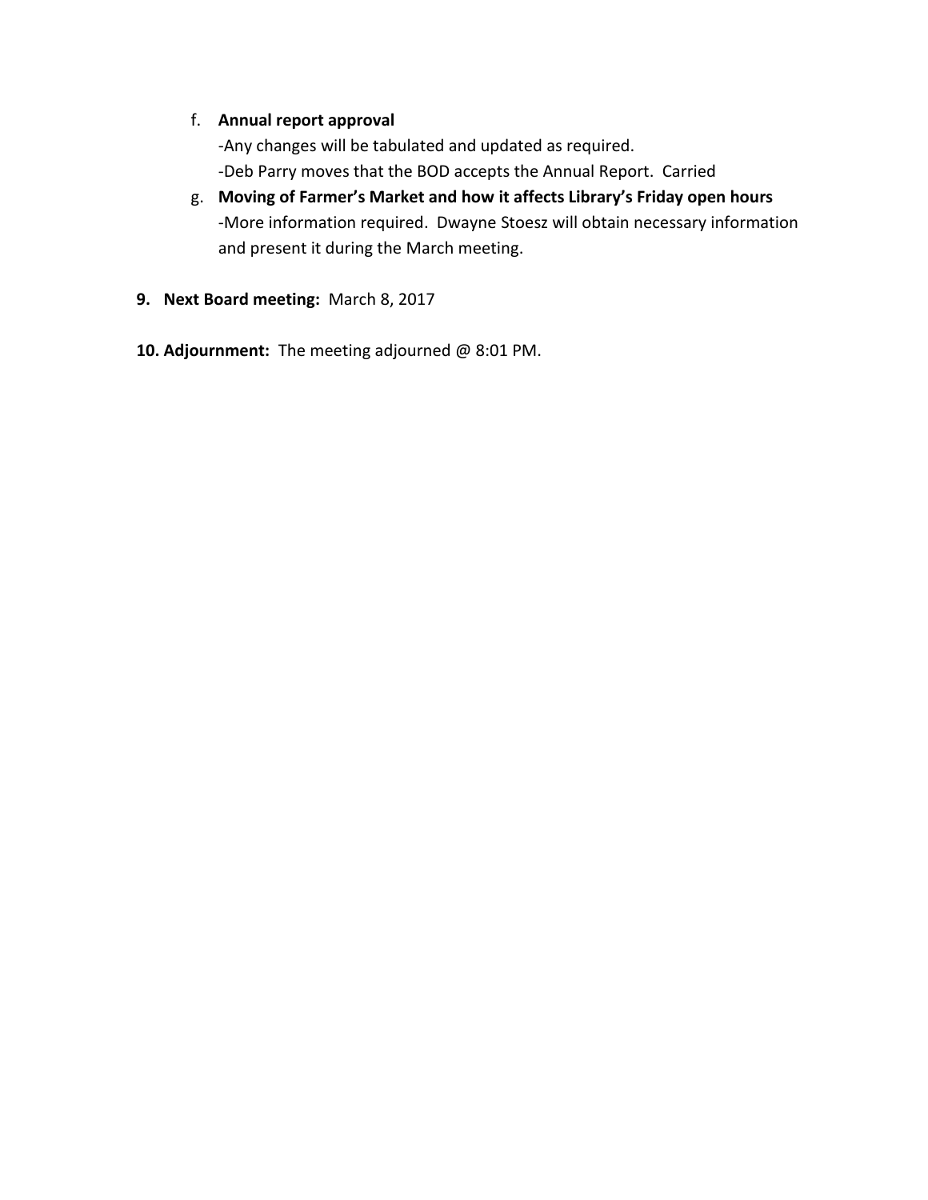f. **Annual report approval**
   -Any changes will be tabulated and updated as required.
   -Deb Parry moves that the BOD accepts the Annual Report.  Carried

g. **Moving of Farmer's Market and how it affects Library's Friday open hours**
   -More information required.  Dwayne Stoesz will obtain necessary information and present it during the March meeting.

**9. Next Board meeting:** March 8, 2017

**10. Adjournment:** The meeting adjourned @ 8:01 PM.